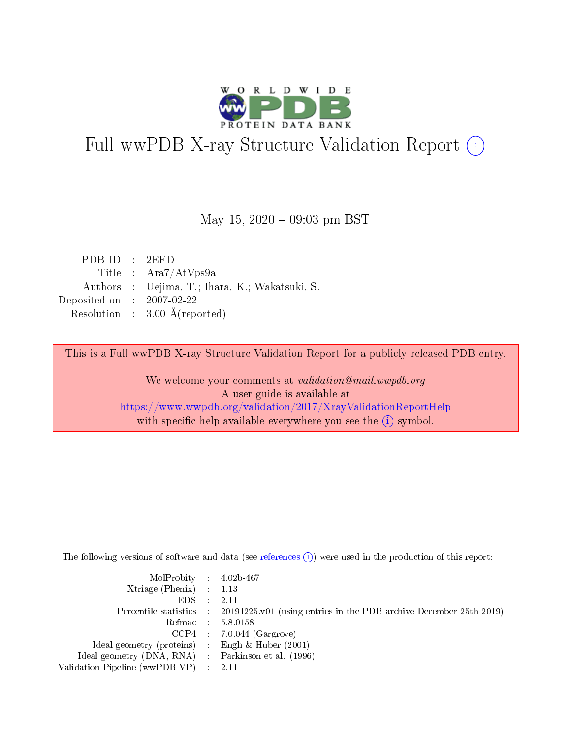# Full wwPDB X-ray Structure Validation Report (i)

May 15, 2020 – 09:03 pm BST

| | | |
|---|---|---|
| PDB ID | : | 2EFD |
| Title | : | Ara7/AtVps9a |
| Authors | : | Uejima, T.; Ihara, K.; Wakatsuki, S. |
| Deposited on | : | 2007-02-22 |
| Resolution | : | 3.00 Å(reported) |

This is a Full wwPDB X-ray Structure Validation Report for a publicly released PDB entry.

We welcome your comments at *validation@mail.wwpdb.org*
A user guide is available at
https://www.wwpdb.org/validation/2017/XrayValidationReportHelp
with specific help available everywhere you see the (i) symbol.

---

The following versions of software and data (see references (i)) were used in the production of this report:

| | | |
|---|---|---|
| MolProbity | : | 4.02b-467 |
| Xtriage (Phenix) | : | 1.13 |
| EDS | : | 2.11 |
| Percentile statistics | : | 20191225.v01 (using entries in the PDB archive December 25th 2019) |
| Refmac | : | 5.8.0158 |
| CCP4 | : | 7.0.044 (Gargrove) |
| Ideal geometry (proteins) | : | Engh & Huber (2001) |
| Ideal geometry (DNA, RNA) | : | Parkinson et al. (1996) |
| Validation Pipeline (wwPDB-VP) | : | 2.11 |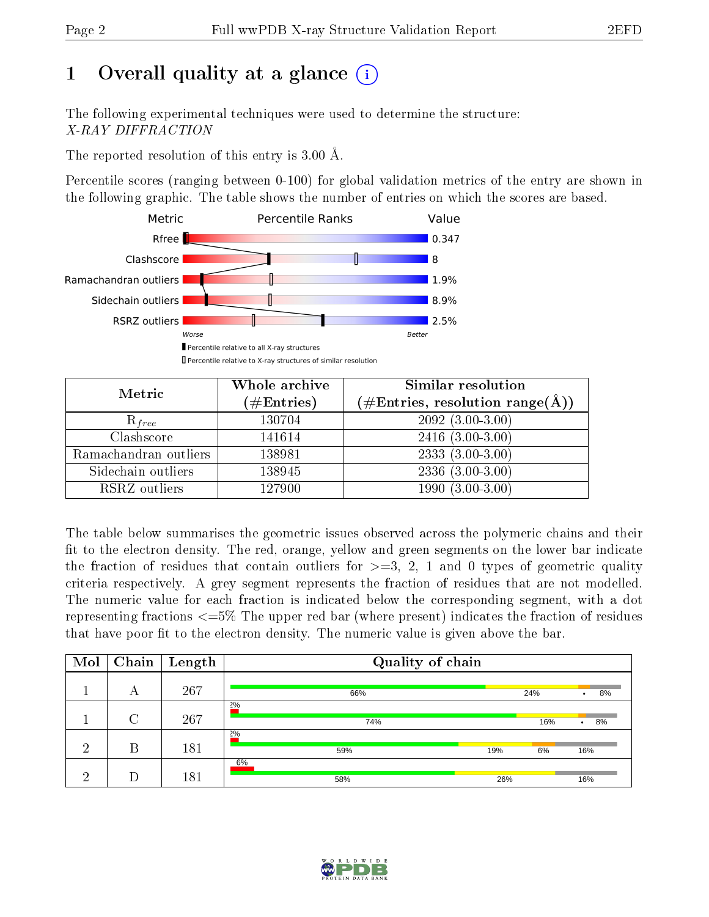# 1 Overall quality at a glance

The following experimental techniques were used to determine the structure: *X-RAY DIFFRACTION*

The reported resolution of this entry is 3.00 Å.

Percentile scores (ranging between 0-100) for global validation metrics of the entry are shown in the following graphic. The table shows the number of entries on which the scores are based.

| Metric | Value |
|---|---|
| Rfree | 0.347 |
| Clashscore | 8 |
| Ramachandran outliers | 1.9% |
| Sidechain outliers | 8.9% |
| RSRZ outliers | 2.5% |

| Metric | Whole archive (#Entries) | Similar resolution (#Entries, resolution range(Å)) |
|---|---|---|
| $R_{free}$ | 130704 | 2092 (3.00-3.00) |
| Clashscore | 141614 | 2416 (3.00-3.00) |
| Ramachandran outliers | 138981 | 2333 (3.00-3.00) |
| Sidechain outliers | 138945 | 2336 (3.00-3.00) |
| RSRZ outliers | 127900 | 1990 (3.00-3.00) |

The table below summarises the geometric issues observed across the polymeric chains and their fit to the electron density. The red, orange, yellow and green segments on the lower bar indicate the fraction of residues that contain outliers for >=3, 2, 1 and 0 types of geometric quality criteria respectively. A grey segment represents the fraction of residues that are not modelled. The numeric value for each fraction is indicated below the corresponding segment, with a dot representing fractions <=5% The upper red bar (where present) indicates the fraction of residues that have poor fit to the electron density. The numeric value is given above the bar.

| Mol | Chain | Length | Quality of chain |
|---|---|---|---|
| 1 | A | 267 | 66% · 24% · • · 8% |
| 1 | C | 267 | 2% (poor fit); 74% · 16% · • · 8% |
| 2 | B | 181 | 2% (poor fit); 59% · 19% · 6% · 16% |
| 2 | D | 181 | 6% (poor fit); 58% · 26% · 16% |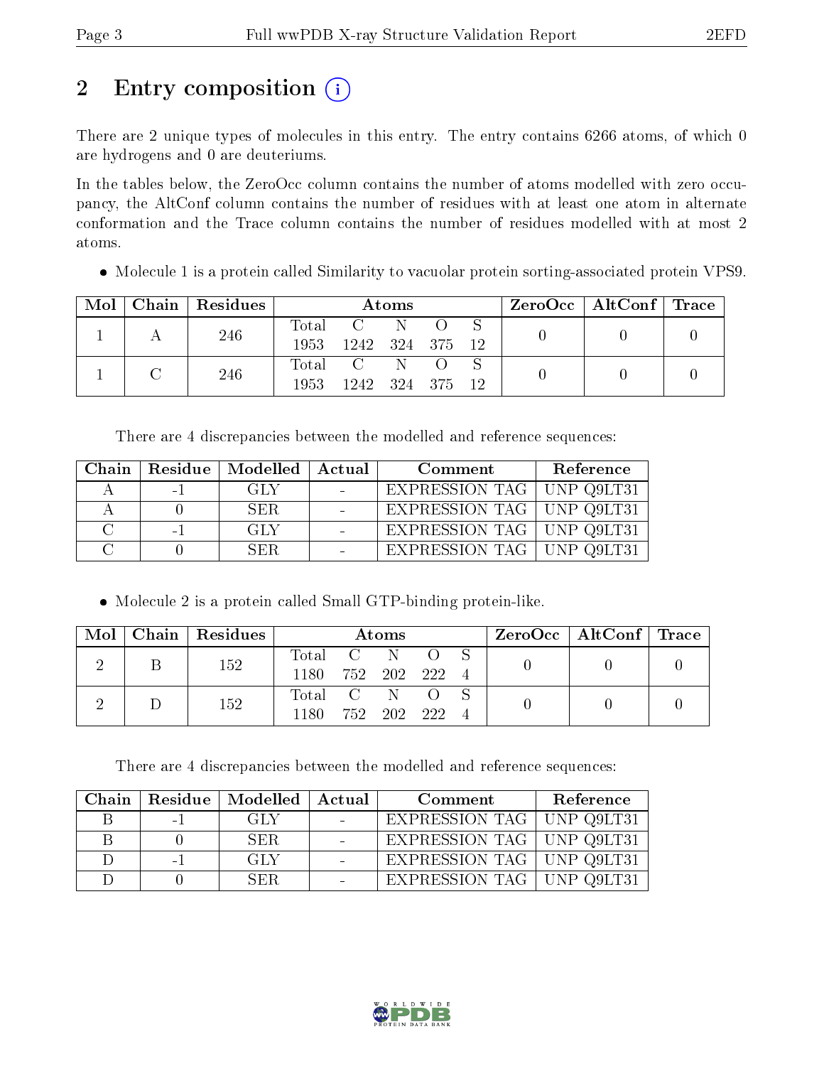# 2 Entry composition (i)

There are 2 unique types of molecules in this entry. The entry contains 6266 atoms, of which 0 are hydrogens and 0 are deuteriums.

In the tables below, the ZeroOcc column contains the number of atoms modelled with zero occupancy, the AltConf column contains the number of residues with at least one atom in alternate conformation and the Trace column contains the number of residues modelled with at most 2 atoms.

- Molecule 1 is a protein called Similarity to vacuolar protein sorting-associated protein VPS9.

| Mol | Chain | Residues | Atoms | | | | | ZeroOcc | AltConf | Trace |
|---|---|---|---|---|---|---|---|---|---|---|
| 1 | A | 246 | Total<br>1953 | C<br>1242 | N<br>324 | O<br>375 | S<br>12 | 0 | 0 | 0 |
| 1 | C | 246 | Total<br>1953 | C<br>1242 | N<br>324 | O<br>375 | S<br>12 | 0 | 0 | 0 |

There are 4 discrepancies between the modelled and reference sequences:

| Chain | Residue | Modelled | Actual | Comment | Reference |
|---|---|---|---|---|---|
| A | -1 | GLY | - | EXPRESSION TAG | UNP Q9LT31 |
| A | 0 | SER | - | EXPRESSION TAG | UNP Q9LT31 |
| C | -1 | GLY | - | EXPRESSION TAG | UNP Q9LT31 |
| C | 0 | SER | - | EXPRESSION TAG | UNP Q9LT31 |

- Molecule 2 is a protein called Small GTP-binding protein-like.

| Mol | Chain | Residues | Atoms | | | | | ZeroOcc | AltConf | Trace |
|---|---|---|---|---|---|---|---|---|---|---|
| 2 | B | 152 | Total<br>1180 | C<br>752 | N<br>202 | O<br>222 | S<br>4 | 0 | 0 | 0 |
| 2 | D | 152 | Total<br>1180 | C<br>752 | N<br>202 | O<br>222 | S<br>4 | 0 | 0 | 0 |

There are 4 discrepancies between the modelled and reference sequences:

| Chain | Residue | Modelled | Actual | Comment | Reference |
|---|---|---|---|---|---|
| B | -1 | GLY | - | EXPRESSION TAG | UNP Q9LT31 |
| B | 0 | SER | - | EXPRESSION TAG | UNP Q9LT31 |
| D | -1 | GLY | - | EXPRESSION TAG | UNP Q9LT31 |
| D | 0 | SER | - | EXPRESSION TAG | UNP Q9LT31 |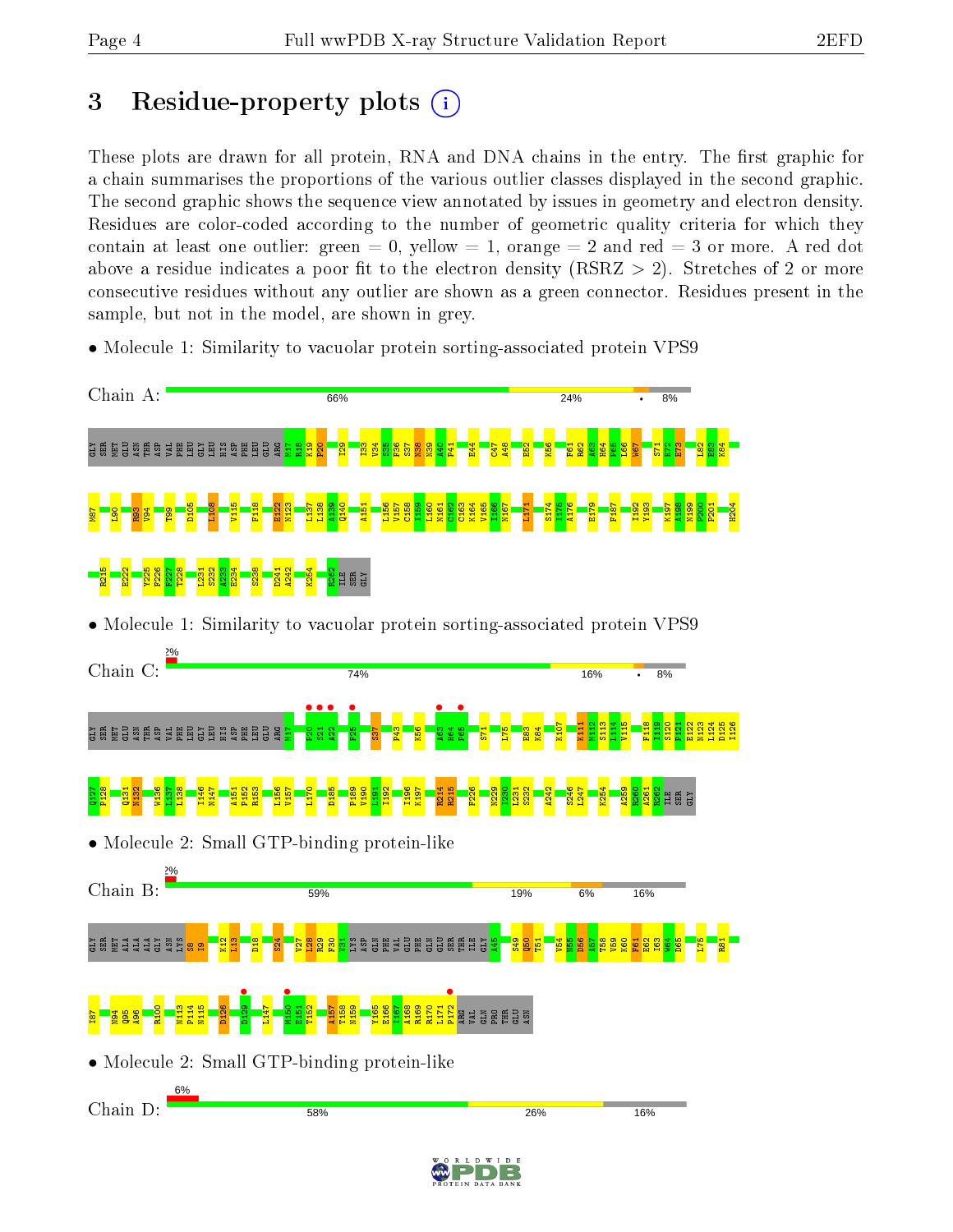# 3 Residue-property plots

These plots are drawn for all protein, RNA and DNA chains in the entry. The first graphic for a chain summarises the proportions of the various outlier classes displayed in the second graphic. The second graphic shows the sequence view annotated by issues in geometry and electron density. Residues are color-coded according to the number of geometric quality criteria for which they contain at least one outlier: green = 0, yellow = 1, orange = 2 and red = 3 or more. A red dot above a residue indicates a poor fit to the electron density (RSRZ > 2). Stretches of 2 or more consecutive residues without any outlier are shown as a green connector. Residues present in the sample, but not in the model, are shown in grey.

- Molecule 1: Similarity to vacuolar protein sorting-associated protein VPS9

Chain A: 66% | 24% | • | 8%

GLY SER MET GLU ASN THR ASP VAL PHE LEU GLY LEU HIS ASP PHE LEU GLU ARG M17 R18 K19 P20 I29 I33 V34 S35 F36 S37 N38 N39 A40 P41 E44 C47 A48 E52 K56 F61 R62 A63 H64 F65 L66 W67 S71 E72 E73 L82 E83 K84 M87 L90 R93 V94 T99 D105 L108 V115 F118 E122 N123 L137 L138 A139 Q140 A151 L156 V157 C158 I159 L160 N161 C162 C163 K164 V165 I166 N167 L171 S174 I175 A176 E179 F187 I192 Y193 K197 A198 N199 P200 P201 H204 R215 E222 Y225 F226 F227 T228 L231 S232 A233 E234 S238 D241 A242 K254 R262 ILE SER GLY

- Molecule 1: Similarity to vacuolar protein sorting-associated protein VPS9

Chain C: 2% | 74% | 16% | • | 8%

GLY SER MET GLU ASN THR ASP VAL PHE LEU GLY LEU HIS ASP PHE LEU GLU ARG M17 P20 S21 A22 F25 S37 P43 K56 A63 H64 F65 S71 L75 E83 K84 K107 K111 M112 S113 L114 V115 F118 I119 S120 P121 E122 N123 L124 D125 I126 Q127 F128 Q131 N132 W136 L137 L138 I146 N147 A151 P152 R153 L156 V157 I170 D185 F189 V190 L191 I192 I196 K197 R214 R215 F226 N229 T230 L231 S232 A242 S246 L247 K254 A259 R260 A261 R262 ILE SER GLY

- Molecule 2: Small GTP-binding protein-like

Chain B: 2% | 59% | 19% | 6% | 16%

GLY SER MET ALA ALA GLY ASN LYS S8 I9 K12 L13 D18 S24 V27 I28 R29 P30 V31 LYS ASP GLN PHE VAL GLU PHE GLN GLU SER THR ILE GLY A45 S49 Q50 T51 V54 N55 D56 A57 T58 V59 K60 F61 R62 I63 W64 D65 L75 R81 I87 N94 Q95 A96 R100 N113 P114 N115 D126 D129 L147 M150 E151 T152 A157 T158 N159 Y165 E166 I167 A168 R169 R170 L171 P172 ARG VAL GLN PHE THR GLU ASN

- Molecule 2: Small GTP-binding protein-like

Chain D: 6% | 58% | 26% | 16%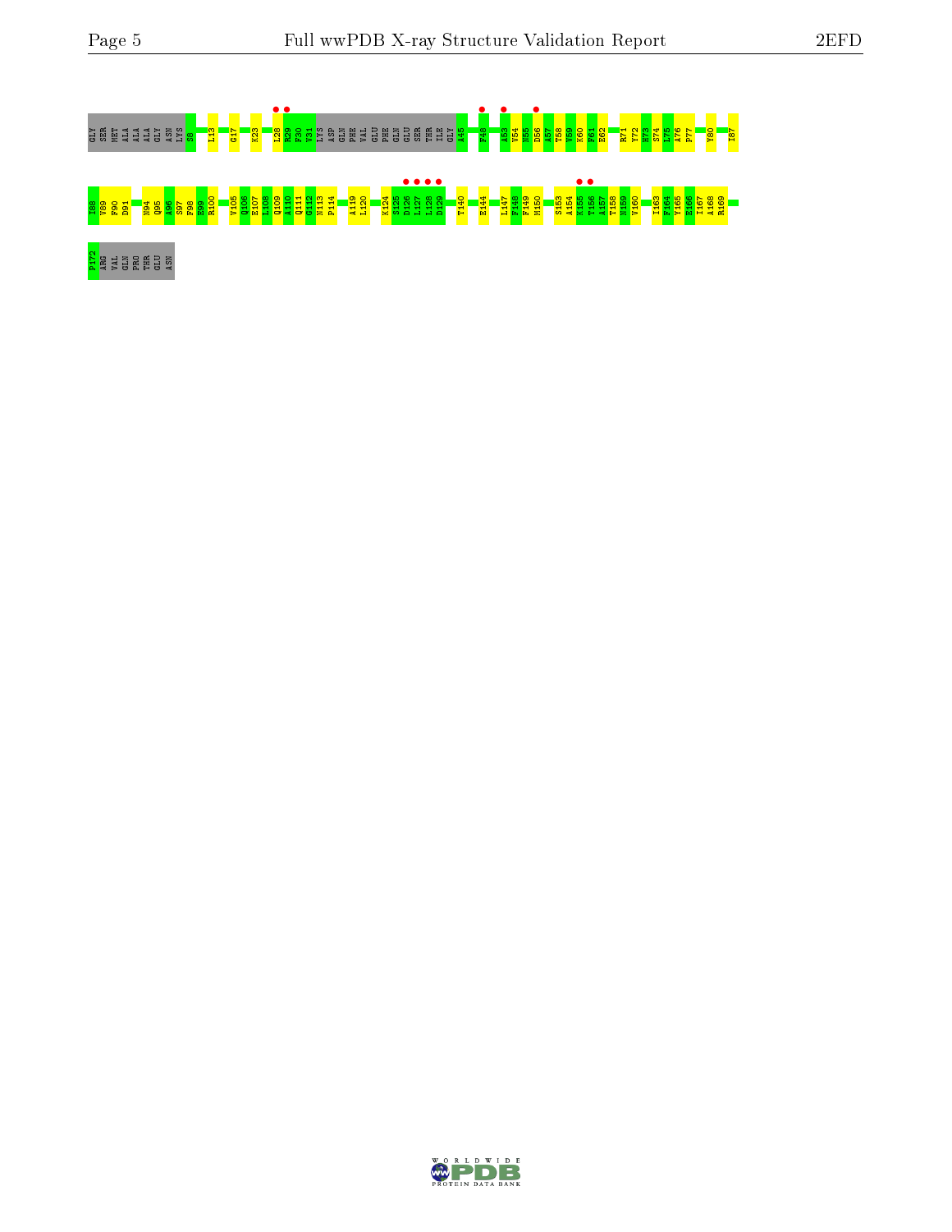GLY SER MET ALA ALA ALA GLY ASN LYS S8 L13 G17 K23 L28 R29 F30 V31 LYS ASP GLN PHE VAL GLU PHE GLN GLU SER THR ILE GLY A45 F48 A53 V54 N55 D56 A57 T58 V59 K60 F61 E62 R71 V72 H73 S74 L75 A76 P77 Y80 I87

I88 V89 F90 D91 N94 Q95 A96 S97 F98 E99 R100 V105 Q106 E107 L108 Q109 A110 Q111 G112 N113 P114 A119 L120 K124 S125 D126 L127 L128 D129 T140 E144 I147 F148 F149 M150 S153 A154 K155 T156 A157 T158 N159 V160 I163 F164 V165 E166 I167 A168 R169

P172 ARG VAL GLN PRO THR GLU ASN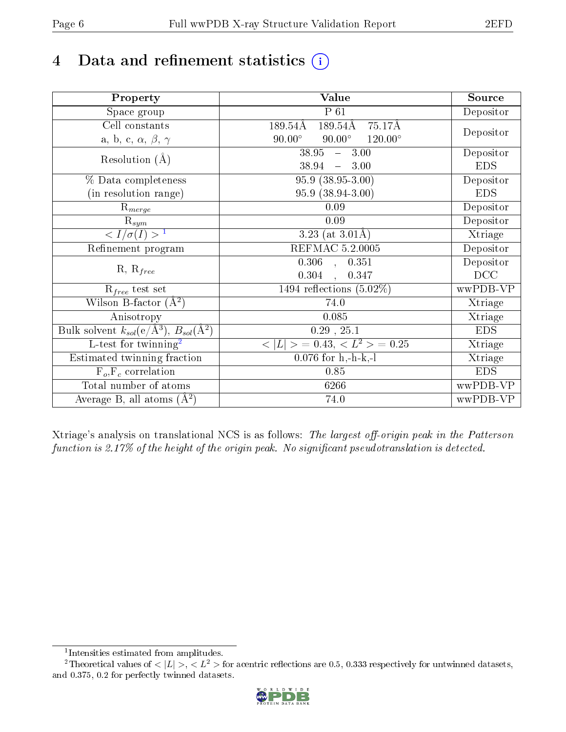# 4 Data and refinement statistics

| Property | Value | Source |
|---|---|---|
| Space group | P 61 | Depositor |
| Cell constants<br>a, b, c, $\alpha$, $\beta$, $\gamma$ | 189.54Å 189.54Å 75.17Å<br>90.00° 90.00° 120.00° | Depositor |
| Resolution (Å) | 38.95 – 3.00<br>38.94 – 3.00 | Depositor<br>EDS |
| % Data completeness<br>(in resolution range) | 95.9 (38.95-3.00)<br>95.9 (38.94-3.00) | Depositor<br>EDS |
| $R_{merge}$ | 0.09 | Depositor |
| $R_{sym}$ | 0.09 | Depositor |
| $< I/\sigma(I) >$ [1] | 3.23 (at 3.01Å) | Xtriage |
| Refinement program | REFMAC 5.2.0005 | Depositor |
| R, $R_{free}$ | 0.306 , 0.351<br>0.304 , 0.347 | Depositor<br>DCC |
| $R_{free}$ test set | 1494 reflections (5.02%) | wwPDB-VP |
| Wilson B-factor (Å$^2$) | 74.0 | Xtriage |
| Anisotropy | 0.085 | Xtriage |
| Bulk solvent $k_{sol}$(e/Å$^3$), $B_{sol}$(Å$^2$) | 0.29 , 25.1 | EDS |
| L-test for twinning[2] | $< \|L\| >$ = 0.43, $< L^2 >$ = 0.25 | Xtriage |
| Estimated twinning fraction | 0.076 for h,-h-k,-l | Xtriage |
| $F_o$,$F_c$ correlation | 0.85 | EDS |
| Total number of atoms | 6266 | wwPDB-VP |
| Average B, all atoms (Å$^2$) | 74.0 | wwPDB-VP |

Xtriage's analysis on translational NCS is as follows: *The largest off-origin peak in the Patterson function is 2.17% of the height of the origin peak. No significant pseudotranslation is detected.*

[1] Intensities estimated from amplitudes.

[2] Theoretical values of $< |L| >$, $< L^2 >$ for acentric reflections are 0.5, 0.333 respectively for untwinned datasets, and 0.375, 0.2 for perfectly twinned datasets.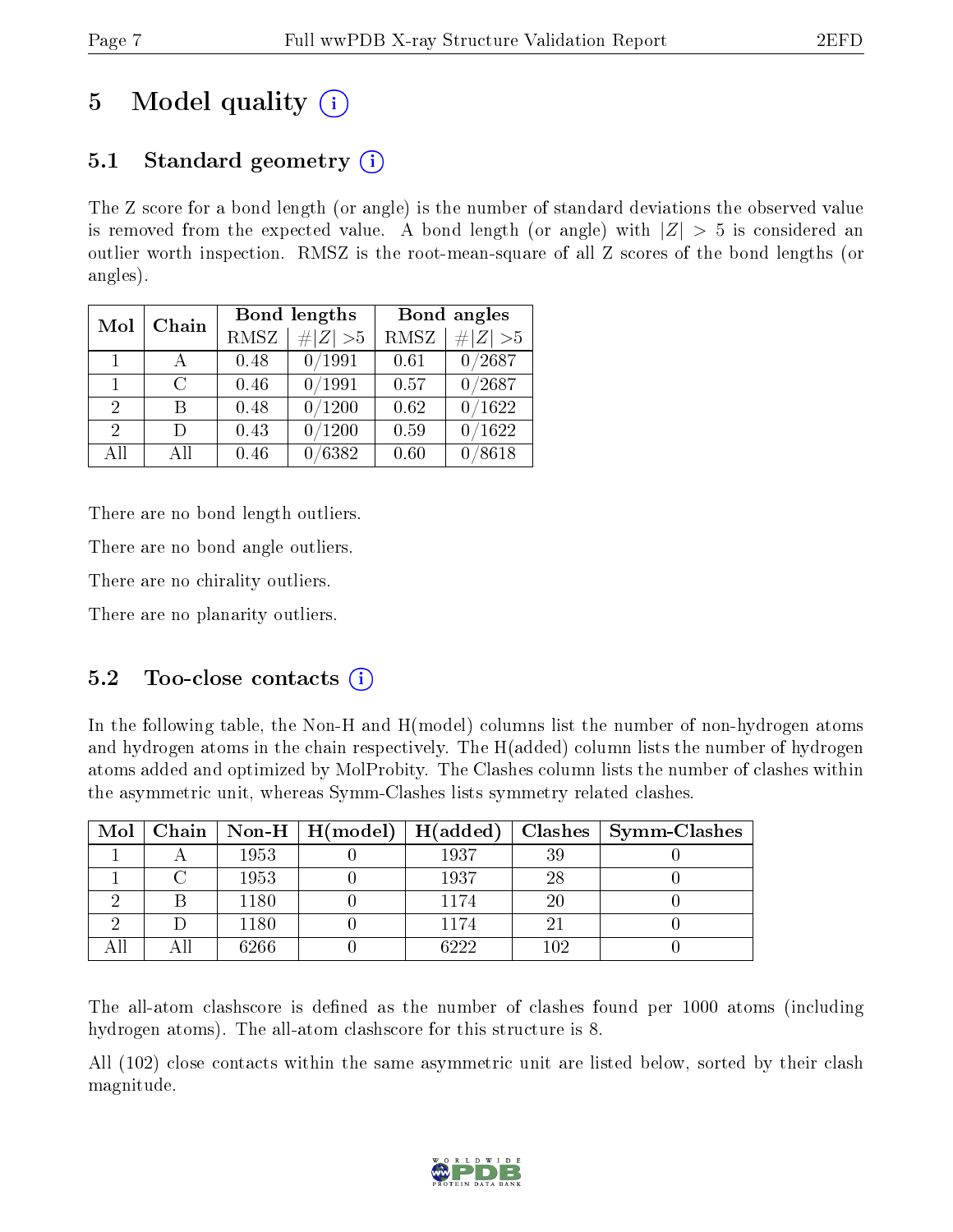# 5 Model quality

## 5.1 Standard geometry

The Z score for a bond length (or angle) is the number of standard deviations the observed value is removed from the expected value. A bond length (or angle) with $|Z| > 5$ is considered an outlier worth inspection. RMSZ is the root-mean-square of all Z scores of the bond lengths (or angles).

| Mol | Chain | Bond lengths | | Bond angles | |
|---|---|---|---|---|---|
| | | RMSZ | #$\|Z\|$ >5 | RMSZ | #$\|Z\|$ >5 |
| 1 | A | 0.48 | 0/1991 | 0.61 | 0/2687 |
| 1 | C | 0.46 | 0/1991 | 0.57 | 0/2687 |
| 2 | B | 0.48 | 0/1200 | 0.62 | 0/1622 |
| 2 | D | 0.43 | 0/1200 | 0.59 | 0/1622 |
| All | All | 0.46 | 0/6382 | 0.60 | 0/8618 |

There are no bond length outliers.

There are no bond angle outliers.

There are no chirality outliers.

There are no planarity outliers.

## 5.2 Too-close contacts

In the following table, the Non-H and H(model) columns list the number of non-hydrogen atoms and hydrogen atoms in the chain respectively. The H(added) column lists the number of hydrogen atoms added and optimized by MolProbity. The Clashes column lists the number of clashes within the asymmetric unit, whereas Symm-Clashes lists symmetry related clashes.

| Mol | Chain | Non-H | H(model) | H(added) | Clashes | Symm-Clashes |
|---|---|---|---|---|---|---|
| 1 | A | 1953 | 0 | 1937 | 39 | 0 |
| 1 | C | 1953 | 0 | 1937 | 28 | 0 |
| 2 | B | 1180 | 0 | 1174 | 20 | 0 |
| 2 | D | 1180 | 0 | 1174 | 21 | 0 |
| All | All | 6266 | 0 | 6222 | 102 | 0 |

The all-atom clashscore is defined as the number of clashes found per 1000 atoms (including hydrogen atoms). The all-atom clashscore for this structure is 8.

All (102) close contacts within the same asymmetric unit are listed below, sorted by their clash magnitude.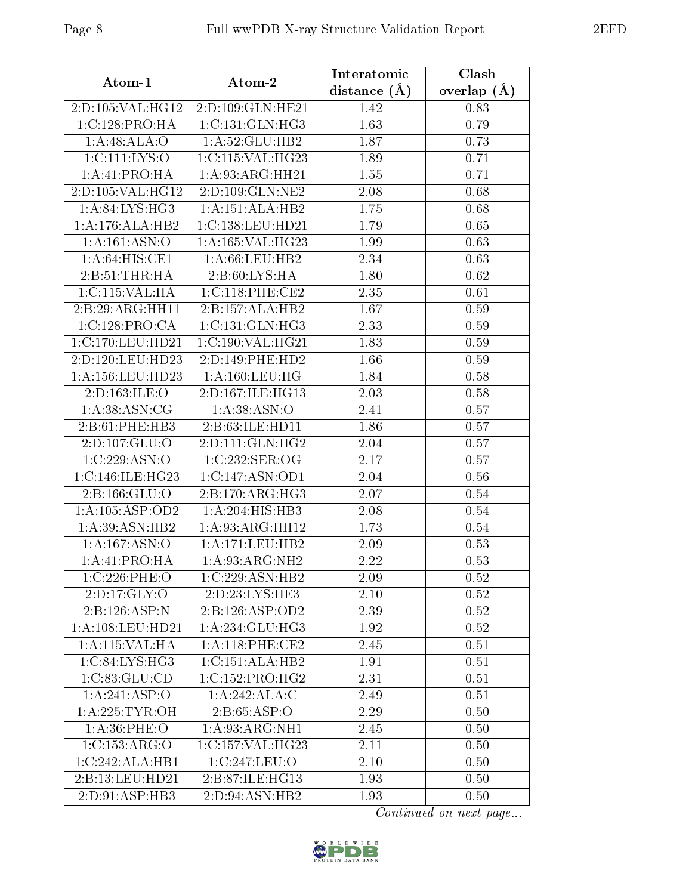| Atom-1 | Atom-2 | Interatomic distance (Å) | Clash overlap (Å) |
|---|---|---|---|
| 2:D:105:VAL:HG12 | 2:D:109:GLN:HE21 | 1.42 | 0.83 |
| 1:C:128:PRO:HA | 1:C:131:GLN:HG3 | 1.63 | 0.79 |
| 1:A:48:ALA:O | 1:A:52:GLU:HB2 | 1.87 | 0.73 |
| 1:C:111:LYS:O | 1:C:115:VAL:HG23 | 1.89 | 0.71 |
| 1:A:41:PRO:HA | 1:A:93:ARG:HH21 | 1.55 | 0.71 |
| 2:D:105:VAL:HG12 | 2:D:109:GLN:NE2 | 2.08 | 0.68 |
| 1:A:84:LYS:HG3 | 1:A:151:ALA:HB2 | 1.75 | 0.68 |
| 1:A:176:ALA:HB2 | 1:C:138:LEU:HD21 | 1.79 | 0.65 |
| 1:A:161:ASN:O | 1:A:165:VAL:HG23 | 1.99 | 0.63 |
| 1:A:64:HIS:CE1 | 1:A:66:LEU:HB2 | 2.34 | 0.63 |
| 2:B:51:THR:HA | 2:B:60:LYS:HA | 1.80 | 0.62 |
| 1:C:115:VAL:HA | 1:C:118:PHE:CE2 | 2.35 | 0.61 |
| 2:B:29:ARG:HH11 | 2:B:157:ALA:HB2 | 1.67 | 0.59 |
| 1:C:128:PRO:CA | 1:C:131:GLN:HG3 | 2.33 | 0.59 |
| 1:C:170:LEU:HD21 | 1:C:190:VAL:HG21 | 1.83 | 0.59 |
| 2:D:120:LEU:HD23 | 2:D:149:PHE:HD2 | 1.66 | 0.59 |
| 1:A:156:LEU:HD23 | 1:A:160:LEU:HG | 1.84 | 0.58 |
| 2:D:163:ILE:O | 2:D:167:ILE:HG13 | 2.03 | 0.58 |
| 1:A:38:ASN:CG | 1:A:38:ASN:O | 2.41 | 0.57 |
| 2:B:61:PHE:HB3 | 2:B:63:ILE:HD11 | 1.86 | 0.57 |
| 2:D:107:GLU:O | 2:D:111:GLN:HG2 | 2.04 | 0.57 |
| 1:C:229:ASN:O | 1:C:232:SER:OG | 2.17 | 0.57 |
| 1:C:146:ILE:HG23 | 1:C:147:ASN:OD1 | 2.04 | 0.56 |
| 2:B:166:GLU:O | 2:B:170:ARG:HG3 | 2.07 | 0.54 |
| 1:A:105:ASP:OD2 | 1:A:204:HIS:HB3 | 2.08 | 0.54 |
| 1:A:39:ASN:HB2 | 1:A:93:ARG:HH12 | 1.73 | 0.54 |
| 1:A:167:ASN:O | 1:A:171:LEU:HB2 | 2.09 | 0.53 |
| 1:A:41:PRO:HA | 1:A:93:ARG:NH2 | 2.22 | 0.53 |
| 1:C:226:PHE:O | 1:C:229:ASN:HB2 | 2.09 | 0.52 |
| 2:D:17:GLY:O | 2:D:23:LYS:HE3 | 2.10 | 0.52 |
| 2:B:126:ASP:N | 2:B:126:ASP:OD2 | 2.39 | 0.52 |
| 1:A:108:LEU:HD21 | 1:A:234:GLU:HG3 | 1.92 | 0.52 |
| 1:A:115:VAL:HA | 1:A:118:PHE:CE2 | 2.45 | 0.51 |
| 1:C:84:LYS:HG3 | 1:C:151:ALA:HB2 | 1.91 | 0.51 |
| 1:C:83:GLU:CD | 1:C:152:PRO:HG2 | 2.31 | 0.51 |
| 1:A:241:ASP:O | 1:A:242:ALA:C | 2.49 | 0.51 |
| 1:A:225:TYR:OH | 2:B:65:ASP:O | 2.29 | 0.50 |
| 1:A:36:PHE:O | 1:A:93:ARG:NH1 | 2.45 | 0.50 |
| 1:C:153:ARG:O | 1:C:157:VAL:HG23 | 2.11 | 0.50 |
| 1:C:242:ALA:HB1 | 1:C:247:LEU:O | 2.10 | 0.50 |
| 2:B:13:LEU:HD21 | 2:B:87:ILE:HG13 | 1.93 | 0.50 |
| 2:D:91:ASP:HB3 | 2:D:94:ASN:HB2 | 1.93 | 0.50 |

*Continued on next page...*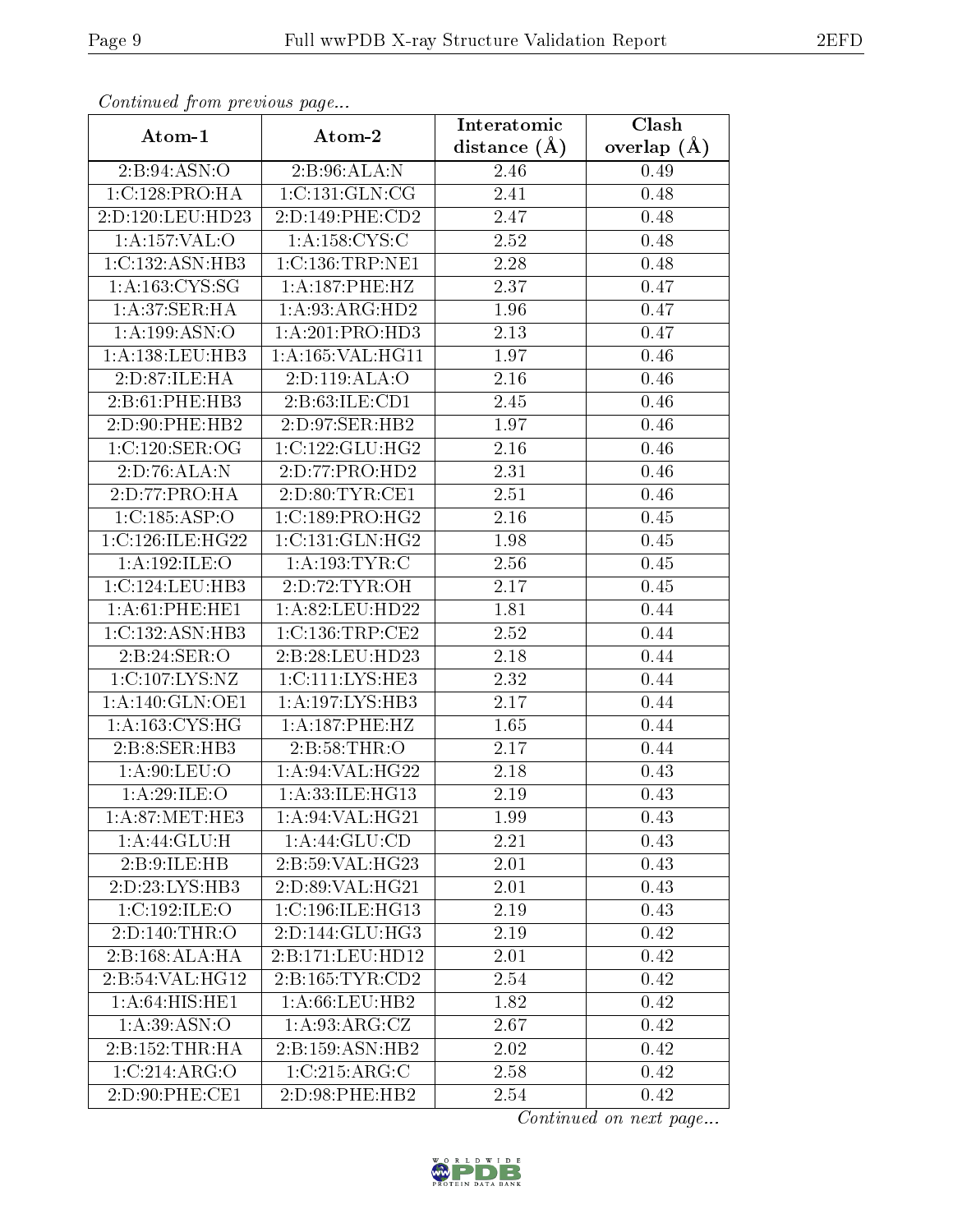*Continued from previous page...*

| Atom-1 | Atom-2 | Interatomic distance (Å) | Clash overlap (Å) |
|---|---|---|---|
| 2:B:94:ASN:O | 2:B:96:ALA:N | 2.46 | 0.49 |
| 1:C:128:PRO:HA | 1:C:131:GLN:CG | 2.41 | 0.48 |
| 2:D:120:LEU:HD23 | 2:D:149:PHE:CD2 | 2.47 | 0.48 |
| 1:A:157:VAL:O | 1:A:158:CYS:C | 2.52 | 0.48 |
| 1:C:132:ASN:HB3 | 1:C:136:TRP:NE1 | 2.28 | 0.48 |
| 1:A:163:CYS:SG | 1:A:187:PHE:HZ | 2.37 | 0.47 |
| 1:A:37:SER:HA | 1:A:93:ARG:HD2 | 1.96 | 0.47 |
| 1:A:199:ASN:O | 1:A:201:PRO:HD3 | 2.13 | 0.47 |
| 1:A:138:LEU:HB3 | 1:A:165:VAL:HG11 | 1.97 | 0.46 |
| 2:D:87:ILE:HA | 2:D:119:ALA:O | 2.16 | 0.46 |
| 2:B:61:PHE:HB3 | 2:B:63:ILE:CD1 | 2.45 | 0.46 |
| 2:D:90:PHE:HB2 | 2:D:97:SER:HB2 | 1.97 | 0.46 |
| 1:C:120:SER:OG | 1:C:122:GLU:HG2 | 2.16 | 0.46 |
| 2:D:76:ALA:N | 2:D:77:PRO:HD2 | 2.31 | 0.46 |
| 2:D:77:PRO:HA | 2:D:80:TYR:CE1 | 2.51 | 0.46 |
| 1:C:185:ASP:O | 1:C:189:PRO:HG2 | 2.16 | 0.45 |
| 1:C:126:ILE:HG22 | 1:C:131:GLN:HG2 | 1.98 | 0.45 |
| 1:A:192:ILE:O | 1:A:193:TYR:C | 2.56 | 0.45 |
| 1:C:124:LEU:HB3 | 2:D:72:TYR:OH | 2.17 | 0.45 |
| 1:A:61:PHE:HE1 | 1:A:82:LEU:HD22 | 1.81 | 0.44 |
| 1:C:132:ASN:HB3 | 1:C:136:TRP:CE2 | 2.52 | 0.44 |
| 2:B:24:SER:O | 2:B:28:LEU:HD23 | 2.18 | 0.44 |
| 1:C:107:LYS:NZ | 1:C:111:LYS:HE3 | 2.32 | 0.44 |
| 1:A:140:GLN:OE1 | 1:A:197:LYS:HB3 | 2.17 | 0.44 |
| 1:A:163:CYS:HG | 1:A:187:PHE:HZ | 1.65 | 0.44 |
| 2:B:8:SER:HB3 | 2:B:58:THR:O | 2.17 | 0.44 |
| 1:A:90:LEU:O | 1:A:94:VAL:HG22 | 2.18 | 0.43 |
| 1:A:29:ILE:O | 1:A:33:ILE:HG13 | 2.19 | 0.43 |
| 1:A:87:MET:HE3 | 1:A:94:VAL:HG21 | 1.99 | 0.43 |
| 1:A:44:GLU:H | 1:A:44:GLU:CD | 2.21 | 0.43 |
| 2:B:9:ILE:HB | 2:B:59:VAL:HG23 | 2.01 | 0.43 |
| 2:D:23:LYS:HB3 | 2:D:89:VAL:HG21 | 2.01 | 0.43 |
| 1:C:192:ILE:O | 1:C:196:ILE:HG13 | 2.19 | 0.43 |
| 2:D:140:THR:O | 2:D:144:GLU:HG3 | 2.19 | 0.42 |
| 2:B:168:ALA:HA | 2:B:171:LEU:HD12 | 2.01 | 0.42 |
| 2:B:54:VAL:HG12 | 2:B:165:TYR:CD2 | 2.54 | 0.42 |
| 1:A:64:HIS:HE1 | 1:A:66:LEU:HB2 | 1.82 | 0.42 |
| 1:A:39:ASN:O | 1:A:93:ARG:CZ | 2.67 | 0.42 |
| 2:B:152:THR:HA | 2:B:159:ASN:HB2 | 2.02 | 0.42 |
| 1:C:214:ARG:O | 1:C:215:ARG:C | 2.58 | 0.42 |
| 2:D:90:PHE:CE1 | 2:D:98:PHE:HB2 | 2.54 | 0.42 |

*Continued on next page...*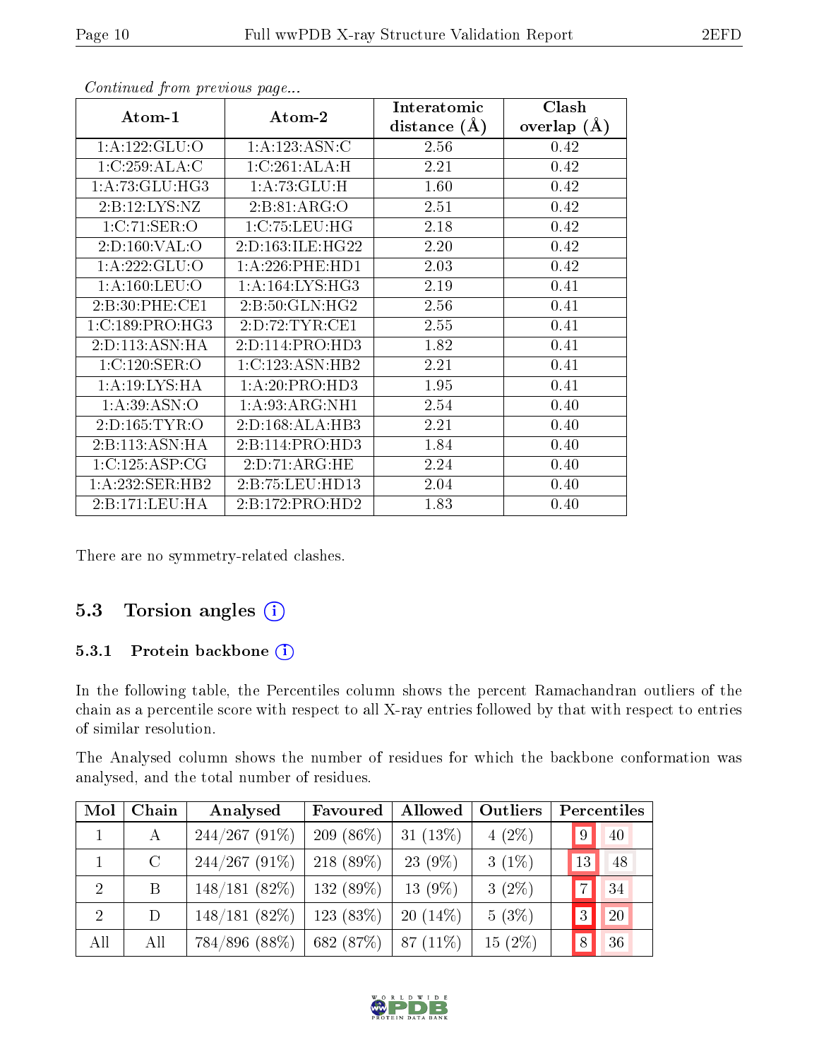*Continued from previous page...*

| Atom-1 | Atom-2 | Interatomic distance (Å) | Clash overlap (Å) |
|---|---|---|---|
| 1:A:122:GLU:O | 1:A:123:ASN:C | 2.56 | 0.42 |
| 1:C:259:ALA:C | 1:C:261:ALA:H | 2.21 | 0.42 |
| 1:A:73:GLU:HG3 | 1:A:73:GLU:H | 1.60 | 0.42 |
| 2:B:12:LYS:NZ | 2:B:81:ARG:O | 2.51 | 0.42 |
| 1:C:71:SER:O | 1:C:75:LEU:HG | 2.18 | 0.42 |
| 2:D:160:VAL:O | 2:D:163:ILE:HG22 | 2.20 | 0.42 |
| 1:A:222:GLU:O | 1:A:226:PHE:HD1 | 2.03 | 0.42 |
| 1:A:160:LEU:O | 1:A:164:LYS:HG3 | 2.19 | 0.41 |
| 2:B:30:PHE:CE1 | 2:B:50:GLN:HG2 | 2.56 | 0.41 |
| 1:C:189:PRO:HG3 | 2:D:72:TYR:CE1 | 2.55 | 0.41 |
| 2:D:113:ASN:HA | 2:D:114:PRO:HD3 | 1.82 | 0.41 |
| 1:C:120:SER:O | 1:C:123:ASN:HB2 | 2.21 | 0.41 |
| 1:A:19:LYS:HA | 1:A:20:PRO:HD3 | 1.95 | 0.41 |
| 1:A:39:ASN:O | 1:A:93:ARG:NH1 | 2.54 | 0.40 |
| 2:D:165:TYR:O | 2:D:168:ALA:HB3 | 2.21 | 0.40 |
| 2:B:113:ASN:HA | 2:B:114:PRO:HD3 | 1.84 | 0.40 |
| 1:C:125:ASP:CG | 2:D:71:ARG:HE | 2.24 | 0.40 |
| 1:A:232:SER:HB2 | 2:B:75:LEU:HD13 | 2.04 | 0.40 |
| 2:B:171:LEU:HA | 2:B:172:PRO:HD2 | 1.83 | 0.40 |

There are no symmetry-related clashes.

## 5.3 Torsion angles

### 5.3.1 Protein backbone

In the following table, the Percentiles column shows the percent Ramachandran outliers of the chain as a percentile score with respect to all X-ray entries followed by that with respect to entries of similar resolution.

The Analysed column shows the number of residues for which the backbone conformation was analysed, and the total number of residues.

| Mol | Chain | Analysed | Favoured | Allowed | Outliers | Percentiles | |
|---|---|---|---|---|---|---|---|
| 1 | A | 244/267 (91%) | 209 (86%) | 31 (13%) | 4 (2%) | 9 | 40 |
| 1 | C | 244/267 (91%) | 218 (89%) | 23 (9%) | 3 (1%) | 13 | 48 |
| 2 | B | 148/181 (82%) | 132 (89%) | 13 (9%) | 3 (2%) | 7 | 34 |
| 2 | D | 148/181 (82%) | 123 (83%) | 20 (14%) | 5 (3%) | 3 | 20 |
| All | All | 784/896 (88%) | 682 (87%) | 87 (11%) | 15 (2%) | 8 | 36 |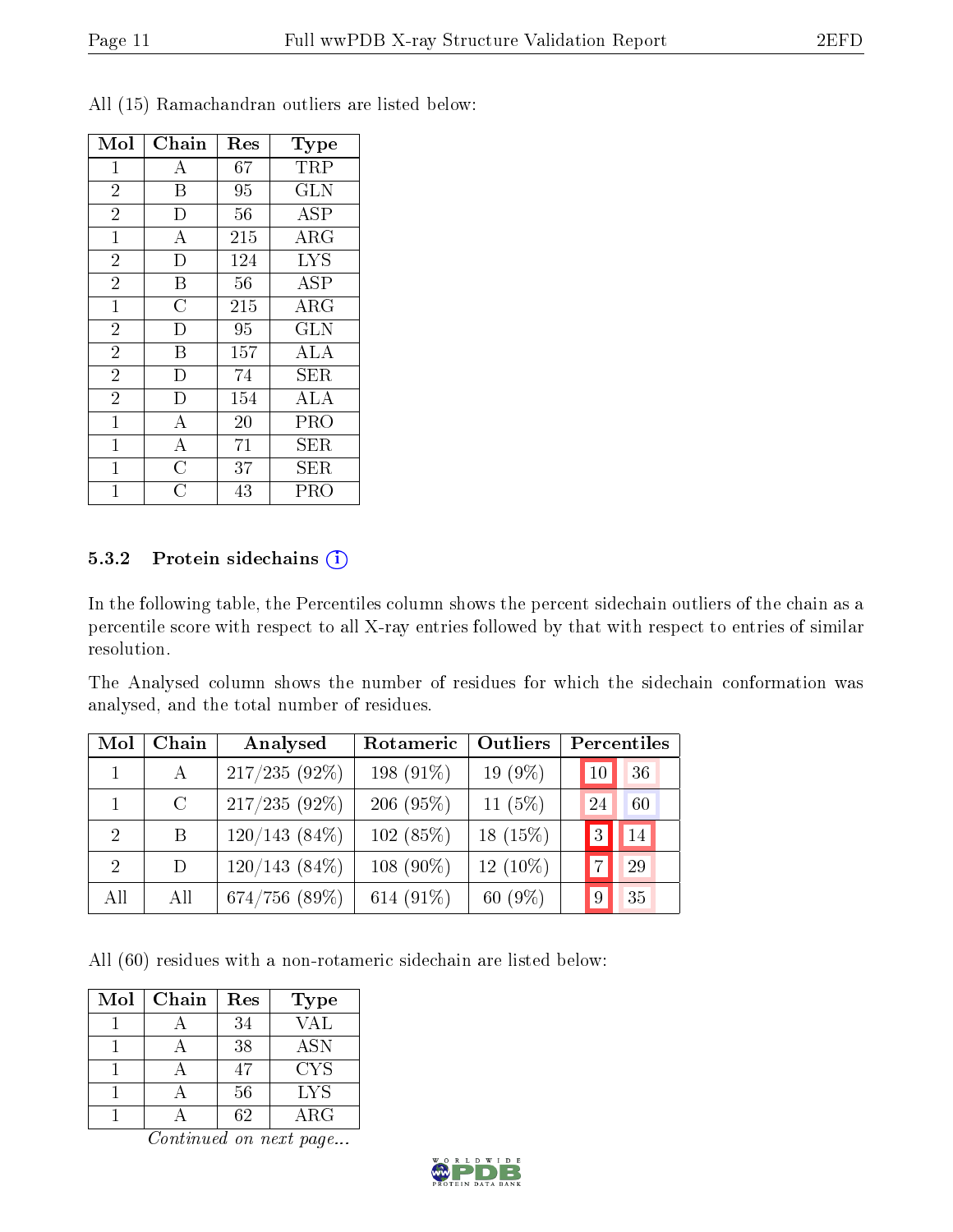All (15) Ramachandran outliers are listed below:

| Mol | Chain | Res | Type |
|---|---|---|---|
| 1 | A | 67 | TRP |
| 2 | B | 95 | GLN |
| 2 | D | 56 | ASP |
| 1 | A | 215 | ARG |
| 2 | D | 124 | LYS |
| 2 | B | 56 | ASP |
| 1 | C | 215 | ARG |
| 2 | D | 95 | GLN |
| 2 | B | 157 | ALA |
| 2 | D | 74 | SER |
| 2 | D | 154 | ALA |
| 1 | A | 20 | PRO |
| 1 | A | 71 | SER |
| 1 | C | 37 | SER |
| 1 | C | 43 | PRO |

### 5.3.2 Protein sidechains

In the following table, the Percentiles column shows the percent sidechain outliers of the chain as a percentile score with respect to all X-ray entries followed by that with respect to entries of similar resolution.

The Analysed column shows the number of residues for which the sidechain conformation was analysed, and the total number of residues.

| Mol | Chain | Analysed | Rotameric | Outliers | Percentiles | |
|---|---|---|---|---|---|---|
| 1 | A | 217/235 (92%) | 198 (91%) | 19 (9%) | 10 | 36 |
| 1 | C | 217/235 (92%) | 206 (95%) | 11 (5%) | 24 | 60 |
| 2 | B | 120/143 (84%) | 102 (85%) | 18 (15%) | 3 | 14 |
| 2 | D | 120/143 (84%) | 108 (90%) | 12 (10%) | 7 | 29 |
| All | All | 674/756 (89%) | 614 (91%) | 60 (9%) | 9 | 35 |

All (60) residues with a non-rotameric sidechain are listed below:

| Mol | Chain | Res | Type |
|---|---|---|---|
| 1 | A | 34 | VAL |
| 1 | A | 38 | ASN |
| 1 | A | 47 | CYS |
| 1 | A | 56 | LYS |
| 1 | A | 62 | ARG |

*Continued on next page...*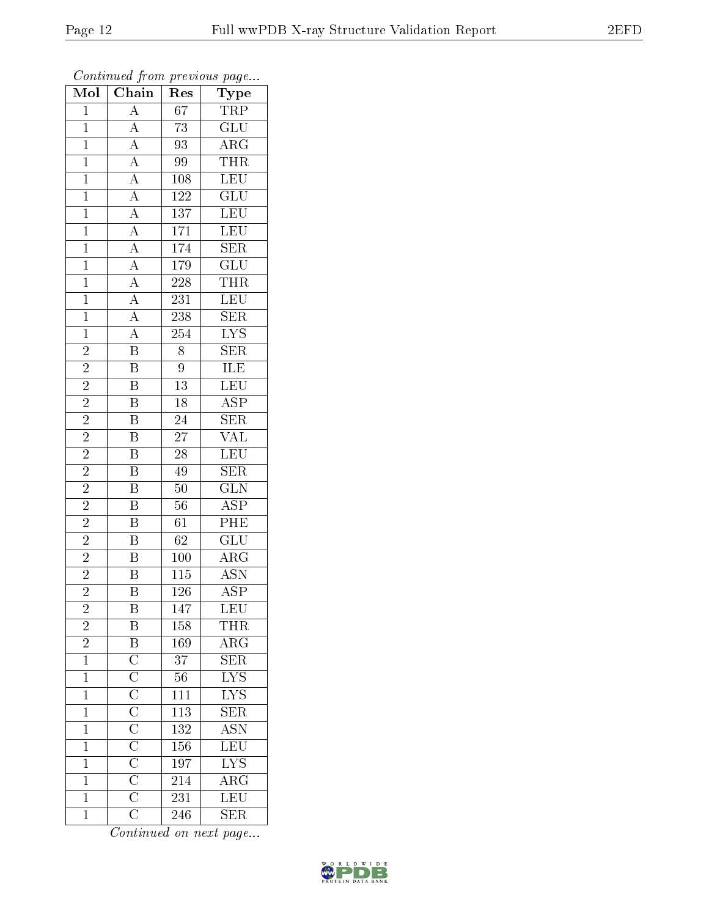*Continued from previous page...*

| Mol | Chain | Res | Type |
|---|---|---|---|
| 1 | A | 67 | TRP |
| 1 | A | 73 | GLU |
| 1 | A | 93 | ARG |
| 1 | A | 99 | THR |
| 1 | A | 108 | LEU |
| 1 | A | 122 | GLU |
| 1 | A | 137 | LEU |
| 1 | A | 171 | LEU |
| 1 | A | 174 | SER |
| 1 | A | 179 | GLU |
| 1 | A | 228 | THR |
| 1 | A | 231 | LEU |
| 1 | A | 238 | SER |
| 1 | A | 254 | LYS |
| 2 | B | 8 | SER |
| 2 | B | 9 | ILE |
| 2 | B | 13 | LEU |
| 2 | B | 18 | ASP |
| 2 | B | 24 | SER |
| 2 | B | 27 | VAL |
| 2 | B | 28 | LEU |
| 2 | B | 49 | SER |
| 2 | B | 50 | GLN |
| 2 | B | 56 | ASP |
| 2 | B | 61 | PHE |
| 2 | B | 62 | GLU |
| 2 | B | 100 | ARG |
| 2 | B | 115 | ASN |
| 2 | B | 126 | ASP |
| 2 | B | 147 | LEU |
| 2 | B | 158 | THR |
| 2 | B | 169 | ARG |
| 1 | C | 37 | SER |
| 1 | C | 56 | LYS |
| 1 | C | 111 | LYS |
| 1 | C | 113 | SER |
| 1 | C | 132 | ASN |
| 1 | C | 156 | LEU |
| 1 | C | 197 | LYS |
| 1 | C | 214 | ARG |
| 1 | C | 231 | LEU |
| 1 | C | 246 | SER |

*Continued on next page...*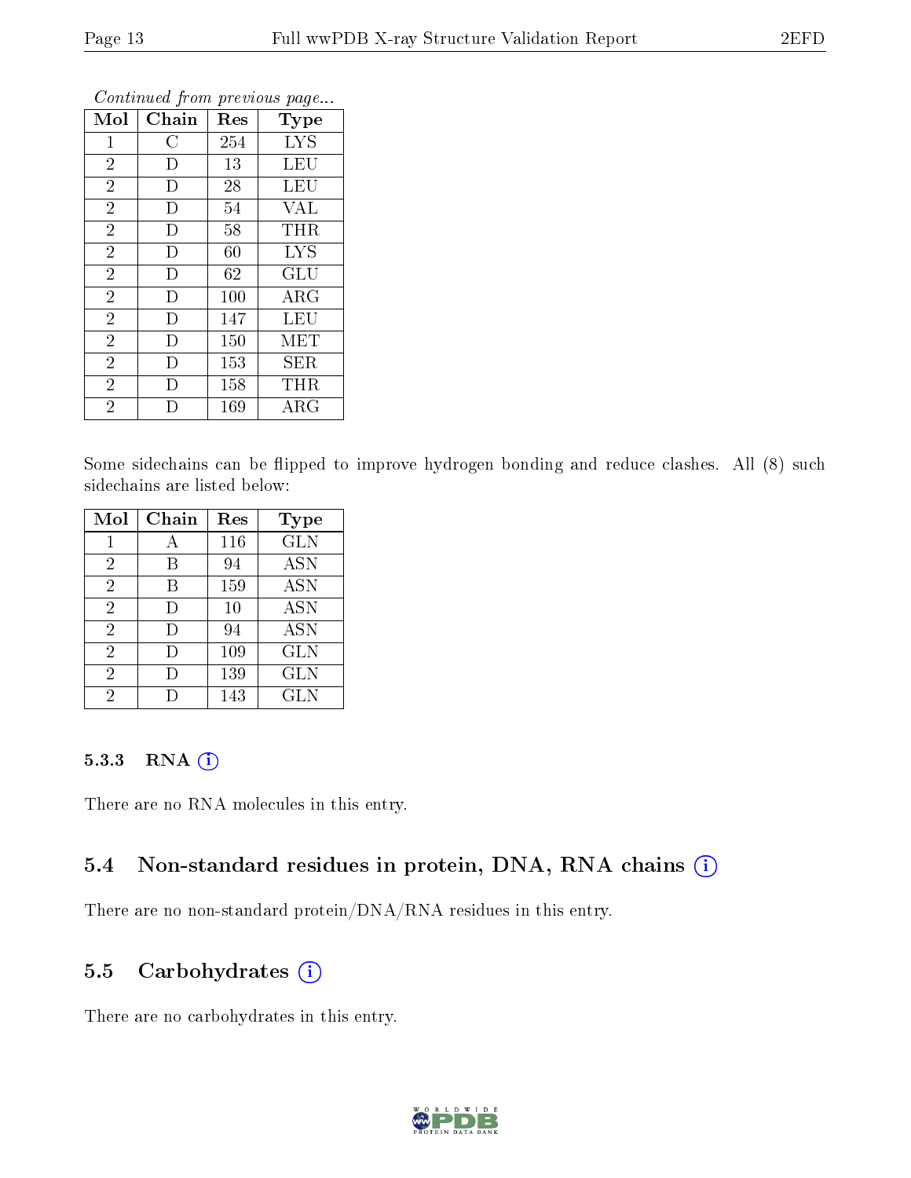*Continued from previous page...*

| Mol | Chain | Res | Type |
|---|---|---|---|
| 1 | C | 254 | LYS |
| 2 | D | 13 | LEU |
| 2 | D | 28 | LEU |
| 2 | D | 54 | VAL |
| 2 | D | 58 | THR |
| 2 | D | 60 | LYS |
| 2 | D | 62 | GLU |
| 2 | D | 100 | ARG |
| 2 | D | 147 | LEU |
| 2 | D | 150 | MET |
| 2 | D | 153 | SER |
| 2 | D | 158 | THR |
| 2 | D | 169 | ARG |

Some sidechains can be flipped to improve hydrogen bonding and reduce clashes. All (8) such sidechains are listed below:

| Mol | Chain | Res | Type |
|---|---|---|---|
| 1 | A | 116 | GLN |
| 2 | B | 94 | ASN |
| 2 | B | 159 | ASN |
| 2 | D | 10 | ASN |
| 2 | D | 94 | ASN |
| 2 | D | 109 | GLN |
| 2 | D | 139 | GLN |
| 2 | D | 143 | GLN |

#### 5.3.3 RNA

There are no RNA molecules in this entry.

### 5.4 Non-standard residues in protein, DNA, RNA chains

There are no non-standard protein/DNA/RNA residues in this entry.

### 5.5 Carbohydrates

There are no carbohydrates in this entry.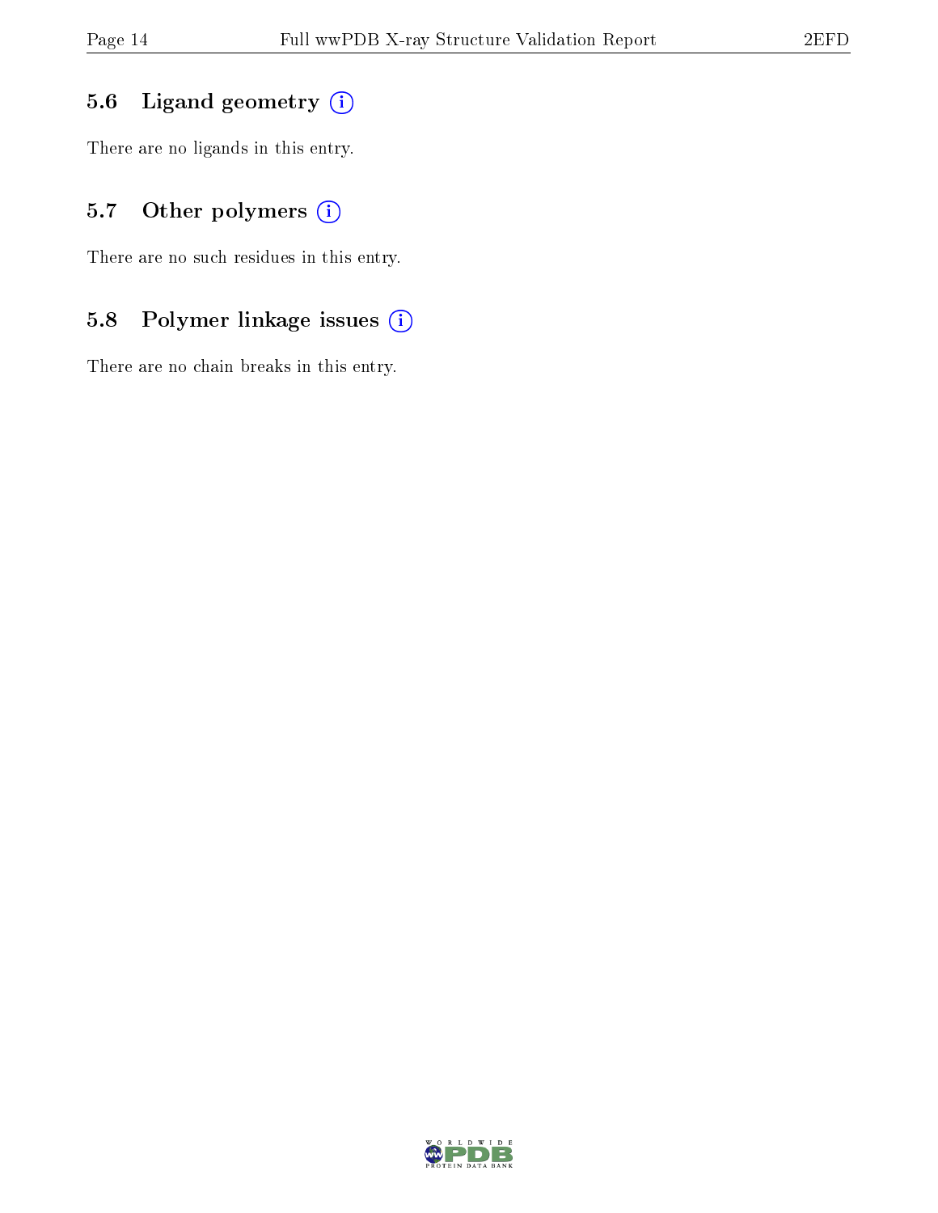### 5.6 Ligand geometry

There are no ligands in this entry.

### 5.7 Other polymers

There are no such residues in this entry.

### 5.8 Polymer linkage issues

There are no chain breaks in this entry.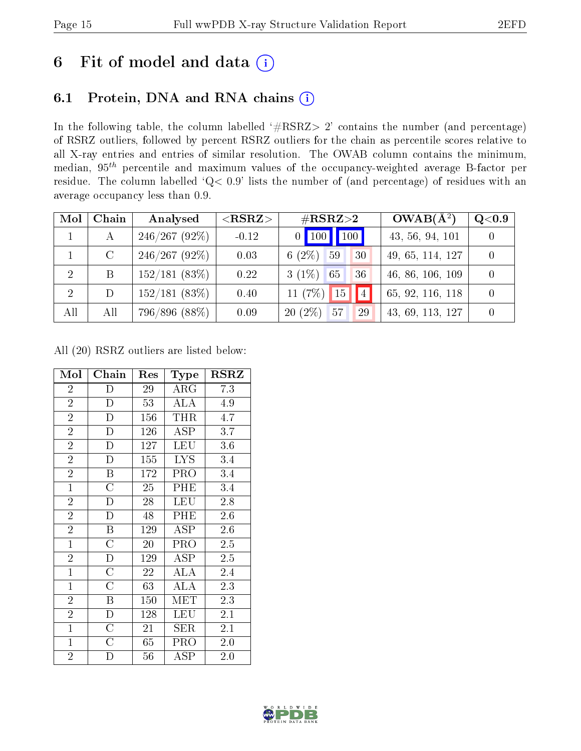# 6 Fit of model and data (i)

## 6.1 Protein, DNA and RNA chains (i)

In the following table, the column labelled '#RSRZ> 2' contains the number (and percentage) of RSRZ outliers, followed by percent RSRZ outliers for the chain as percentile scores relative to all X-ray entries and entries of similar resolution. The OWAB column contains the minimum, median, $95^{th}$ percentile and maximum values of the occupancy-weighted average B-factor per residue. The column labelled 'Q< 0.9' lists the number of (and percentage) of residues with an average occupancy less than 0.9.

| Mol | Chain | Analysed | <RSRZ> | #RSRZ>2 | | | OWAB(Å$^2$) | Q<0.9 |
|---|---|---|---|---|---|---|---|---|
| 1 | A | 246/267 (92%) | -0.12 | 0 | 100 | 100 | 43, 56, 94, 101 | 0 |
| 1 | C | 246/267 (92%) | 0.03 | 6 (2%) | 59 | 30 | 49, 65, 114, 127 | 0 |
| 2 | B | 152/181 (83%) | 0.22 | 3 (1%) | 65 | 36 | 46, 86, 106, 109 | 0 |
| 2 | D | 152/181 (83%) | 0.40 | 11 (7%) | 15 | 4 | 65, 92, 116, 118 | 0 |
| All | All | 796/896 (88%) | 0.09 | 20 (2%) | 57 | 29 | 43, 69, 113, 127 | 0 |

All (20) RSRZ outliers are listed below:

| Mol | Chain | Res | Type | RSRZ |
|---|---|---|---|---|
| 2 | D | 29 | ARG | 7.3 |
| 2 | D | 53 | ALA | 4.9 |
| 2 | D | 156 | THR | 4.7 |
| 2 | D | 126 | ASP | 3.7 |
| 2 | D | 127 | LEU | 3.6 |
| 2 | D | 155 | LYS | 3.4 |
| 2 | B | 172 | PRO | 3.4 |
| 1 | C | 25 | PHE | 3.4 |
| 2 | D | 28 | LEU | 2.8 |
| 2 | D | 48 | PHE | 2.6 |
| 2 | B | 129 | ASP | 2.6 |
| 1 | C | 20 | PRO | 2.5 |
| 2 | D | 129 | ASP | 2.5 |
| 1 | C | 22 | ALA | 2.4 |
| 1 | C | 63 | ALA | 2.3 |
| 2 | B | 150 | MET | 2.3 |
| 2 | D | 128 | LEU | 2.1 |
| 1 | C | 21 | SER | 2.1 |
| 1 | C | 65 | PRO | 2.0 |
| 2 | D | 56 | ASP | 2.0 |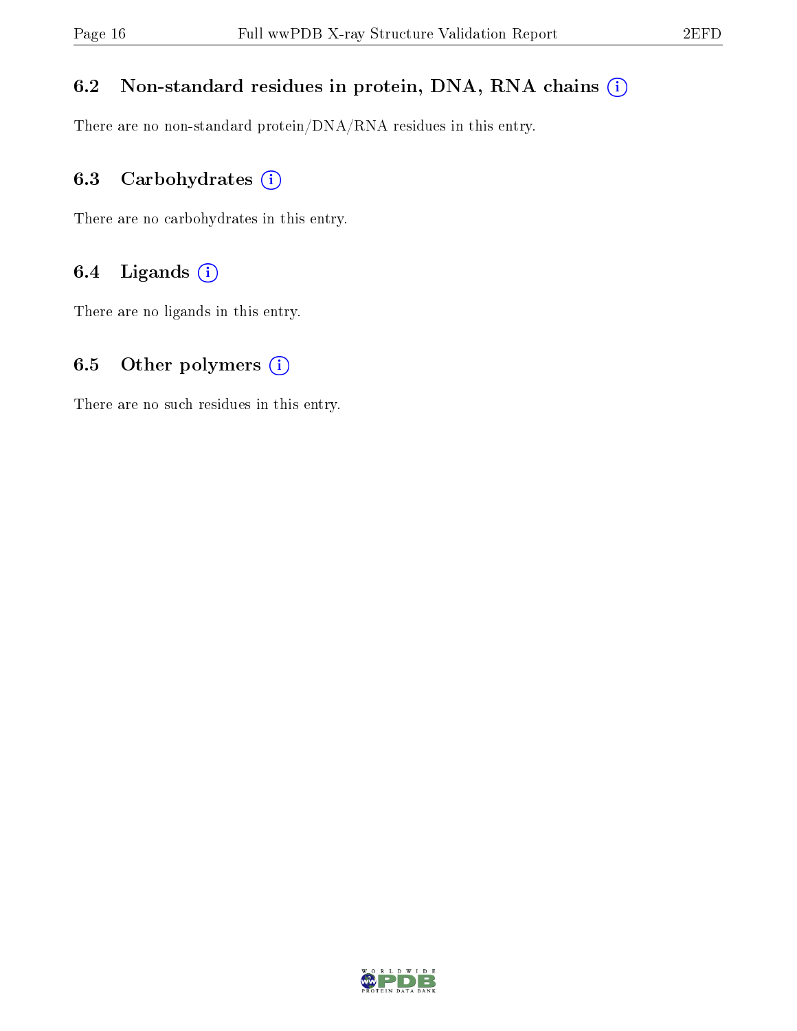### 6.2 Non-standard residues in protein, DNA, RNA chains (i)

There are no non-standard protein/DNA/RNA residues in this entry.

### 6.3 Carbohydrates (i)

There are no carbohydrates in this entry.

### 6.4 Ligands (i)

There are no ligands in this entry.

### 6.5 Other polymers (i)

There are no such residues in this entry.